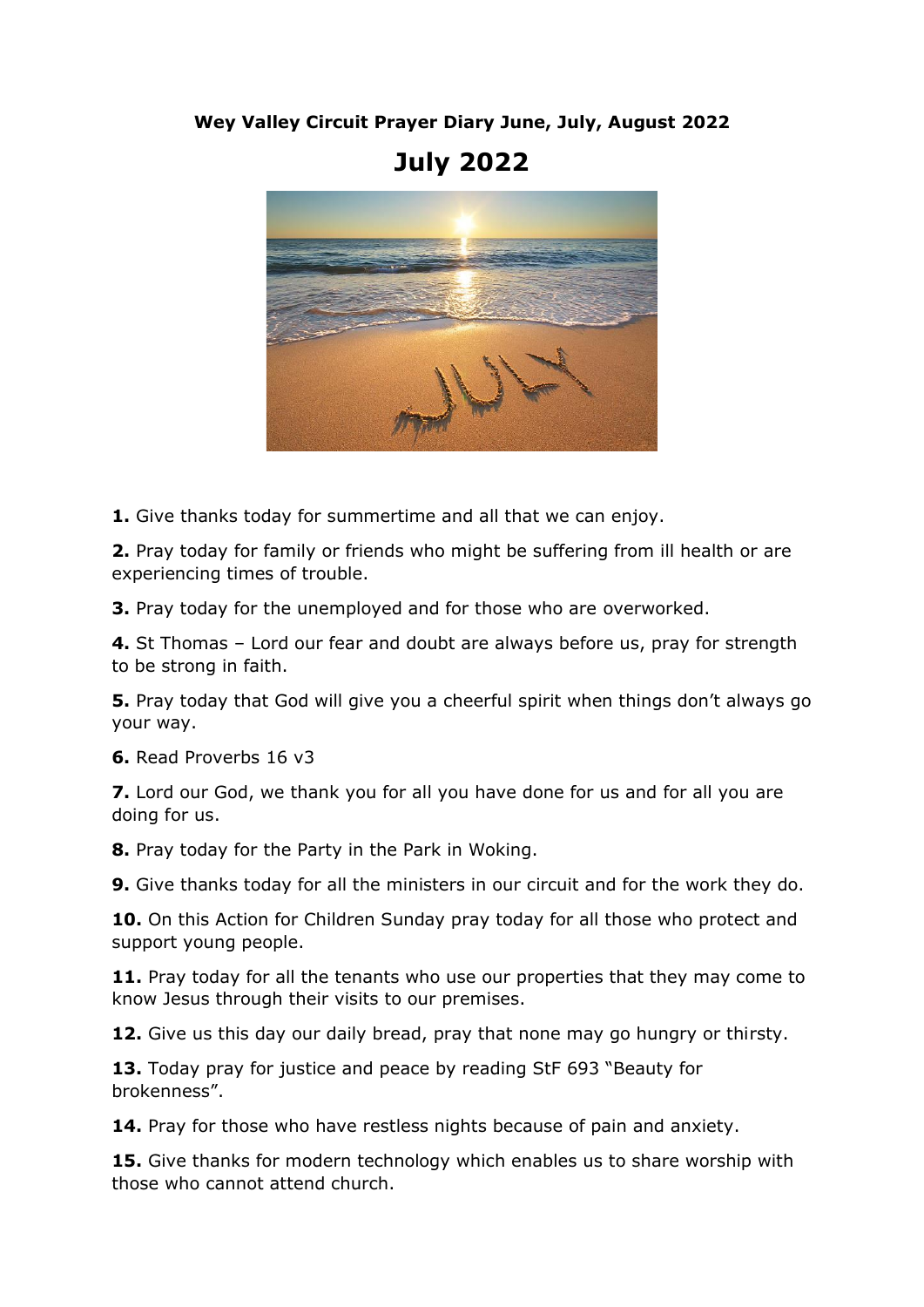**Wey Valley Circuit Prayer Diary June, July, August 2022**

# July 2022

**1.** Give thanks today for summertime and all that we can enjoy.

**2.** Pray today for family or friends who might be suffering from ill health or are experiencing times of trouble.

**3.** Pray today for the unemployed and for those who are overworked.

**4.** St Thomas – Lord our fear and doubt are always before us, pray for strength to be strong in faith.

**5.** Pray today that God will give you a cheerful spirit when things don't always go your way.

**6.** Read Proverbs 16 v3

**7.** Lord our God, we thank you for all you have done for us and for all you are doing for us.

**8.** Pray today for the Party in the Park in Woking.

**9.** Give thanks today for all the ministers in our circuit and for the work they do.

**10.** On this Action for Children Sunday pray today for all those who protect and support young people.

**11.** Pray today for all the tenants who use our properties that they may come to know Jesus through their visits to our premises.

**12.** Give us this day our daily bread, pray that none may go hungry or thirsty.

**13.** Today pray for justice and peace by reading StF 693 "Beauty for brokenness".

**14.** Pray for those who have restless nights because of pain and anxiety.

**15.** Give thanks for modern technology which enables us to share worship with those who cannot attend church.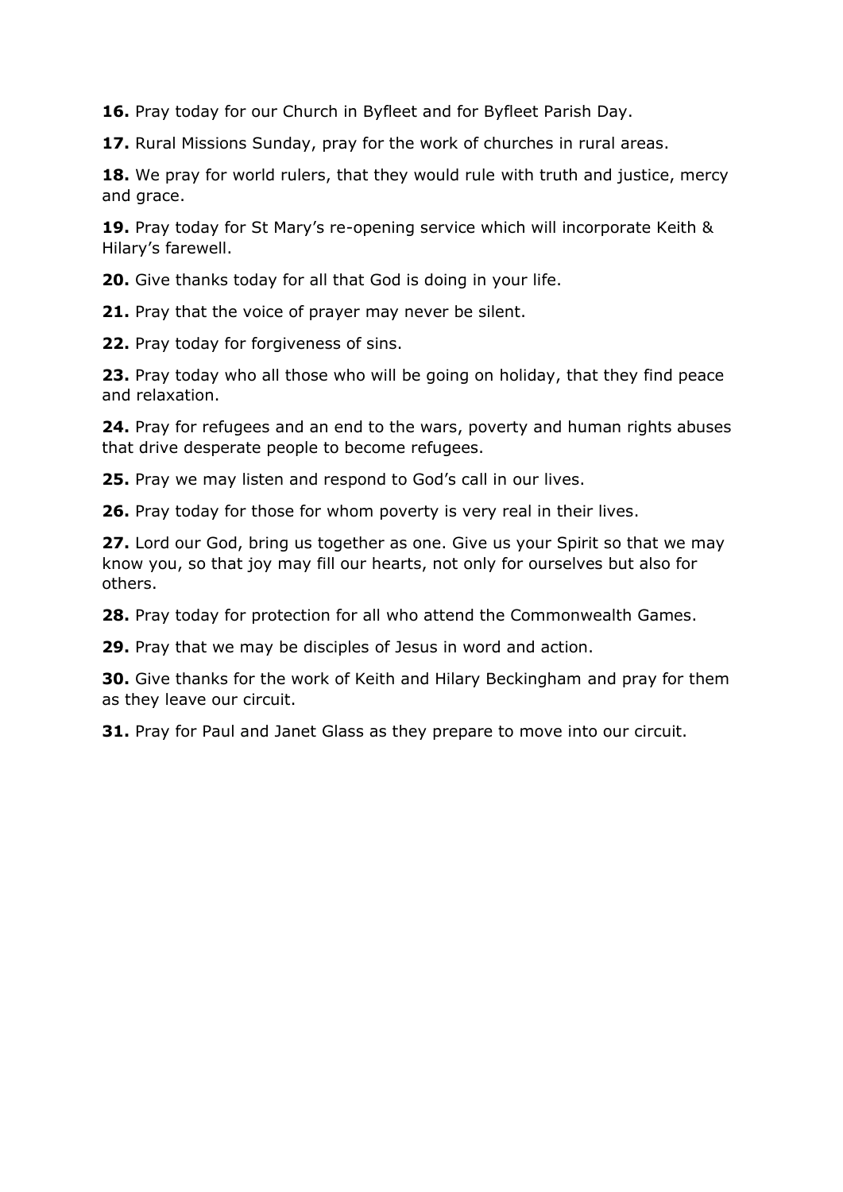**16.** Pray today for our Church in Byfleet and for Byfleet Parish Day.

**17.** Rural Missions Sunday, pray for the work of churches in rural areas.

**18.** We pray for world rulers, that they would rule with truth and justice, mercy and grace.

**19.** Pray today for St Mary's re-opening service which will incorporate Keith & Hilary's farewell.

**20.** Give thanks today for all that God is doing in your life.

**21.** Pray that the voice of prayer may never be silent.

**22.** Pray today for forgiveness of sins.

**23.** Pray today who all those who will be going on holiday, that they find peace and relaxation.

**24.** Pray for refugees and an end to the wars, poverty and human rights abuses that drive desperate people to become refugees.

**25.** Pray we may listen and respond to God's call in our lives.

**26.** Pray today for those for whom poverty is very real in their lives.

**27.** Lord our God, bring us together as one. Give us your Spirit so that we may know you, so that joy may fill our hearts, not only for ourselves but also for others.

**28.** Pray today for protection for all who attend the Commonwealth Games.

**29.** Pray that we may be disciples of Jesus in word and action.

**30.** Give thanks for the work of Keith and Hilary Beckingham and pray for them as they leave our circuit.

**31.** Pray for Paul and Janet Glass as they prepare to move into our circuit.